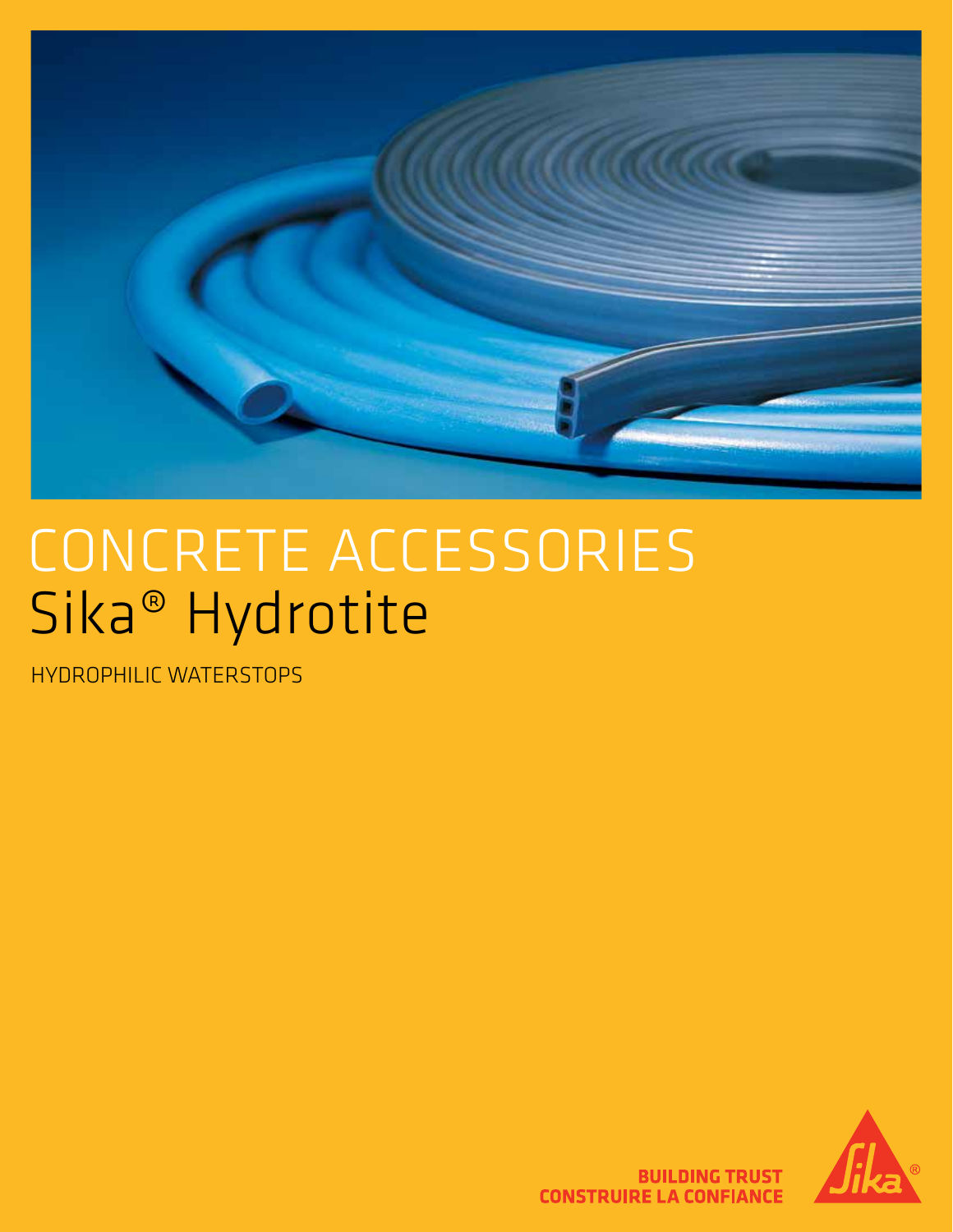# CONCRETE ACCESSORIES
# Sika® Hydrotite

HYDROPHILIC WATERSTOPS

BUILDING TRUST
CONSTRUIRE LA CONFIANCE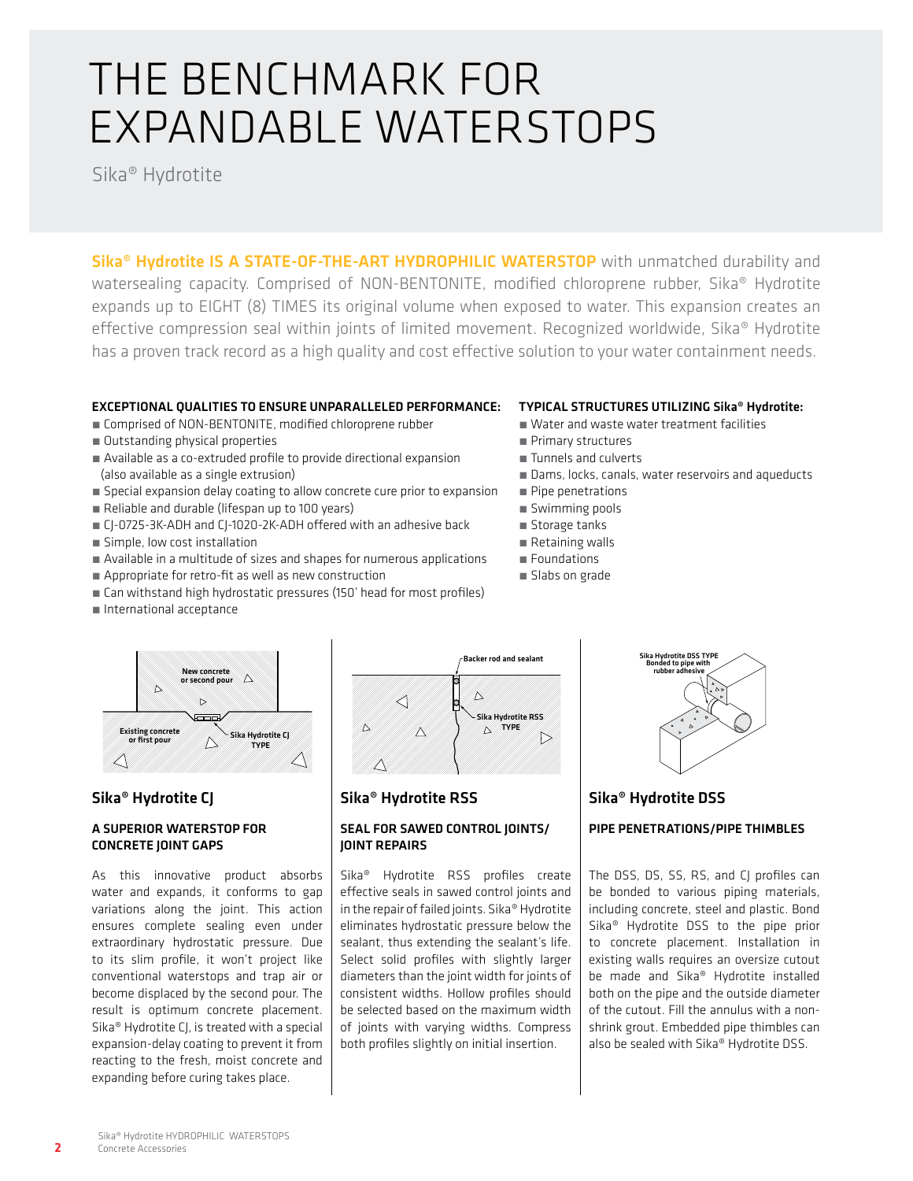# THE BENCHMARK FOR EXPANDABLE WATERSTOPS

Sika® Hydrotite

**Sika® Hydrotite IS A STATE-OF-THE-ART HYDROPHILIC WATERSTOP** with unmatched durability and watersealing capacity. Comprised of NON-BENTONITE, modified chloroprene rubber, Sika® Hydrotite expands up to EIGHT (8) TIMES its original volume when exposed to water. This expansion creates an effective compression seal within joints of limited movement. Recognized worldwide, Sika® Hydrotite has a proven track record as a high quality and cost effective solution to your water containment needs.

**EXCEPTIONAL QUALITIES TO ENSURE UNPARALLELED PERFORMANCE:**

- Comprised of NON-BENTONITE, modified chloroprene rubber
- Outstanding physical properties
- Available as a co-extruded profile to provide directional expansion (also available as a single extrusion)
- Special expansion delay coating to allow concrete cure prior to expansion
- Reliable and durable (lifespan up to 100 years)
- CJ-0725-3K-ADH and CJ-1020-2K-ADH offered with an adhesive back
- Simple, low cost installation
- Available in a multitude of sizes and shapes for numerous applications
- Appropriate for retro-fit as well as new construction
- Can withstand high hydrostatic pressures (150' head for most profiles)
- International acceptance

**TYPICAL STRUCTURES UTILIZING Sika® Hydrotite:**

- Water and waste water treatment facilities
- Primary structures
- Tunnels and culverts
- Dams, locks, canals, water reservoirs and aqueducts
- Pipe penetrations
- Swimming pools
- Storage tanks
- Retaining walls
- Foundations
- Slabs on grade

New concrete or second pour

Existing concrete or first pour

Sika Hydrotite CJ TYPE

## Sika® Hydrotite CJ

### A SUPERIOR WATERSTOP FOR CONCRETE JOINT GAPS

As this innovative product absorbs water and expands, it conforms to gap variations along the joint. This action ensures complete sealing even under extraordinary hydrostatic pressure. Due to its slim profile, it won't project like conventional waterstops and trap air or become displaced by the second pour. The result is optimum concrete placement. Sika® Hydrotite CJ, is treated with a special expansion-delay coating to prevent it from reacting to the fresh, moist concrete and expanding before curing takes place.

Backer rod and sealant

Sika Hydrotite RSS TYPE

## Sika® Hydrotite RSS

### SEAL FOR SAWED CONTROL JOINTS/ JOINT REPAIRS

Sika® Hydrotite RSS profiles create effective seals in sawed control joints and in the repair of failed joints. Sika® Hydrotite eliminates hydrostatic pressure below the sealant, thus extending the sealant's life. Select solid profiles with slightly larger diameters than the joint width for joints of consistent widths. Hollow profiles should be selected based on the maximum width of joints with varying widths. Compress both profiles slightly on initial insertion.

Sika Hydrotite DSS TYPE Bonded to pipe with rubber adhesive

## Sika® Hydrotite DSS

### PIPE PENETRATIONS/PIPE THIMBLES

The DSS, DS, SS, RS, and CJ profiles can be bonded to various piping materials, including concrete, steel and plastic. Bond Sika® Hydrotite DSS to the pipe prior to concrete placement. Installation in existing walls requires an oversize cutout be made and Sika® Hydrotite installed both on the pipe and the outside diameter of the cutout. Fill the annulus with a non-shrink grout. Embedded pipe thimbles can also be sealed with Sika® Hydrotite DSS.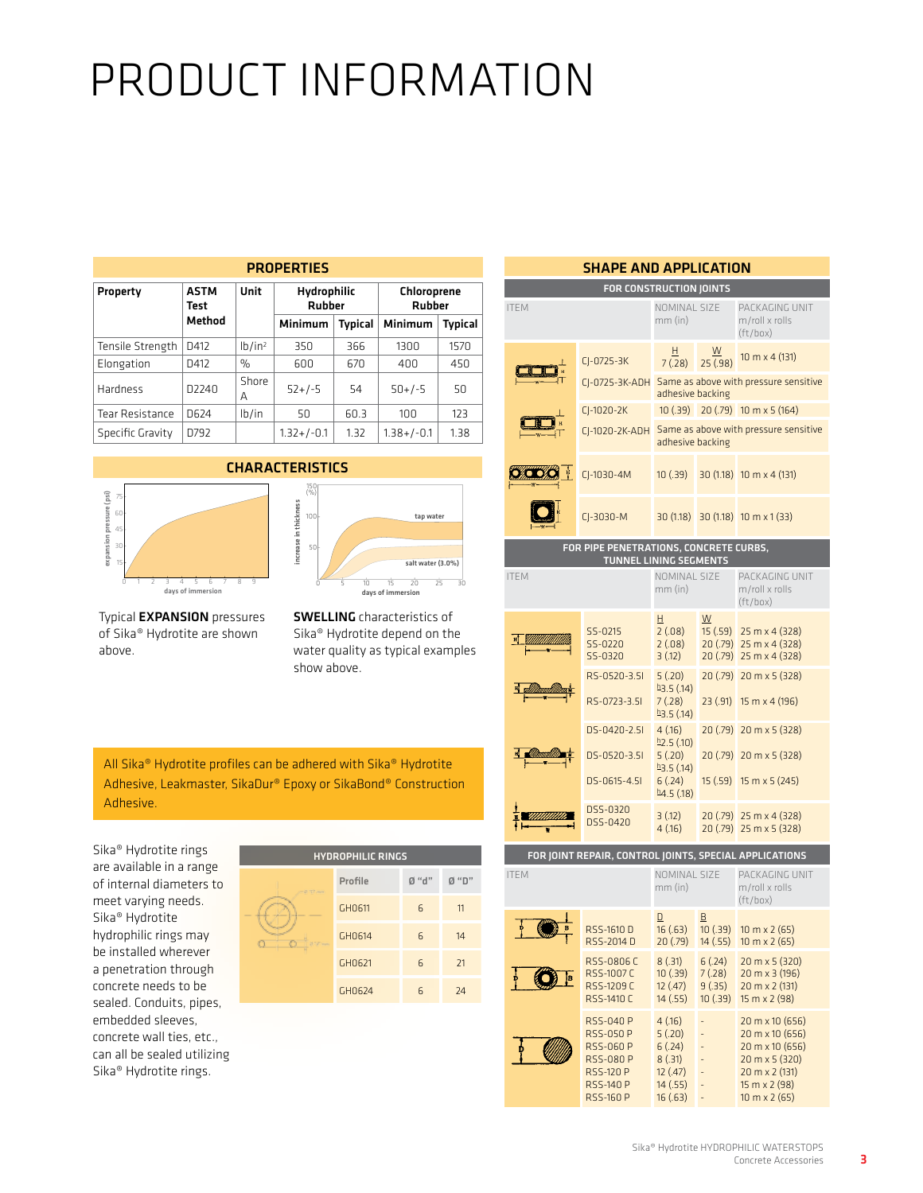# PRODUCT INFORMATION

## PROPERTIES

| Property | ASTM Test Method | Unit | Hydrophilic Rubber | | Chloroprene Rubber | |
|---|---|---|---|---|---|---|
| | | | Minimum | Typical | Minimum | Typical |
| Tensile Strength | D412 | lb/in² | 350 | 366 | 1300 | 1570 |
| Elongation | D412 | % | 600 | 670 | 400 | 450 |
| Hardness | D2240 | Shore A | 52+/-5 | 54 | 50+/-5 | 50 |
| Tear Resistance | D624 | lb/in | 50 | 60.3 | 100 | 123 |
| Specific Gravity | D792 | | 1.32+/-0.1 | 1.32 | 1.38+/-0.1 | 1.38 |

## CHARACTERISTICS

Typical **EXPANSION** pressures of Sika® Hydrotite are shown above.

**SWELLING** characteristics of Sika® Hydrotite depend on the water quality as typical examples show above.

All Sika® Hydrotite profiles can be adhered with Sika® Hydrotite Adhesive, Leakmaster, SikaDur® Epoxy or SikaBond® Construction Adhesive.

Sika® Hydrotite rings are available in a range of internal diameters to meet varying needs. Sika® Hydrotite hydrophilic rings may be installed wherever a penetration through concrete needs to be sealed. Conduits, pipes, embedded sleeves, concrete wall ties, etc., can all be sealed utilizing Sika® Hydrotite rings.

### HYDROPHILIC RINGS

| Profile | Ø "d" | Ø "D" |
|---|---|---|
| GH0611 | 6 | 11 |
| GH0614 | 6 | 14 |
| GH0621 | 6 | 21 |
| GH0624 | 6 | 24 |

## SHAPE AND APPLICATION

### FOR CONSTRUCTION JOINTS

| ITEM | NOMINAL SIZE mm (in) | | PACKAGING UNIT m/roll x rolls (ft/box) |
|---|---|---|---|
| | H | W | |
| CJ-0725-3K | 7 (.28) | 25 (.98) | 10 m x 4 (131) |
| CJ-0725-3K-ADH | Same as above with pressure sensitive adhesive backing | | |
| CJ-1020-2K | 10 (.39) | 20 (.79) | 10 m x 5 (164) |
| CJ-1020-2K-ADH | Same as above with pressure sensitive adhesive backing | | |
| CJ-1030-4M | 10 (.39) | 30 (1.18) | 10 m x 4 (131) |
| CJ-3030-M | 30 (1.18) | 30 (1.18) | 10 m x 1 (33) |

### FOR PIPE PENETRATIONS, CONCRETE CURBS, TUNNEL LINING SEGMENTS

| ITEM | NOMINAL SIZE mm (in) | | PACKAGING UNIT m/roll x rolls (ft/box) |
|---|---|---|---|
| | H | W | |
| SS-0215 | 2 (.08) | 15 (.59) | 25 m x 4 (328) |
| SS-0220 | 2 (.08) | 20 (.79) | 25 m x 4 (328) |
| SS-0320 | 3 (.12) | 20 (.79) | 25 m x 4 (328) |
| RS-0520-3.5I | 5 (.20) h3.5 (.14) | 20 (.79) | 20 m x 5 (328) |
| RS-0723-3.5I | 7 (.28) h3.5 (.14) | 23 (.91) | 15 m x 4 (196) |
| DS-0420-2.5I | 4 (.16) h2.5 (.10) | 20 (.79) | 20 m x 5 (328) |
| DS-0520-3.5I | 5 (.20) h3.5 (.14) | 20 (.79) | 20 m x 5 (328) |
| DS-0615-4.5I | 6 (.24) h4.5 (.18) | 15 (.59) | 15 m x 5 (245) |
| DSS-0320 | 3 (.12) | 20 (.79) | 25 m x 4 (328) |
| DSS-0420 | 4 (.16) | 20 (.79) | 25 m x 5 (328) |

### FOR JOINT REPAIR, CONTROL JOINTS, SPECIAL APPLICATIONS

| ITEM | NOMINAL SIZE mm (in) | | PACKAGING UNIT m/roll x rolls (ft/box) |
|---|---|---|---|
| | D | B | |
| RSS-1610 D | 16 (.63) | 10 (.39) | 10 m x 2 (65) |
| RSS-2014 D | 20 (.79) | 14 (.55) | 10 m x 2 (65) |
| RSS-0806 C | 8 (.31) | 6 (.24) | 20 m x 5 (320) |
| RSS-1007 C | 10 (.39) | 7 (.28) | 20 m x 3 (196) |
| RSS-1209 C | 12 (.47) | 9 (.35) | 20 m x 2 (131) |
| RSS-1410 C | 14 (.55) | 10 (.39) | 15 m x 2 (98) |
| RSS-040 P | 4 (.16) | - | 20 m x 10 (656) |
| RSS-050 P | 5 (.20) | - | 20 m x 10 (656) |
| RSS-060 P | 6 (.24) | - | 20 m x 10 (656) |
| RSS-080 P | 8 (.31) | - | 20 m x 5 (320) |
| RSS-120 P | 12 (.47) | - | 20 m x 2 (131) |
| RSS-140 P | 14 (.55) | - | 15 m x 2 (98) |
| RSS-160 P | 16 (.63) | - | 10 m x 2 (65) |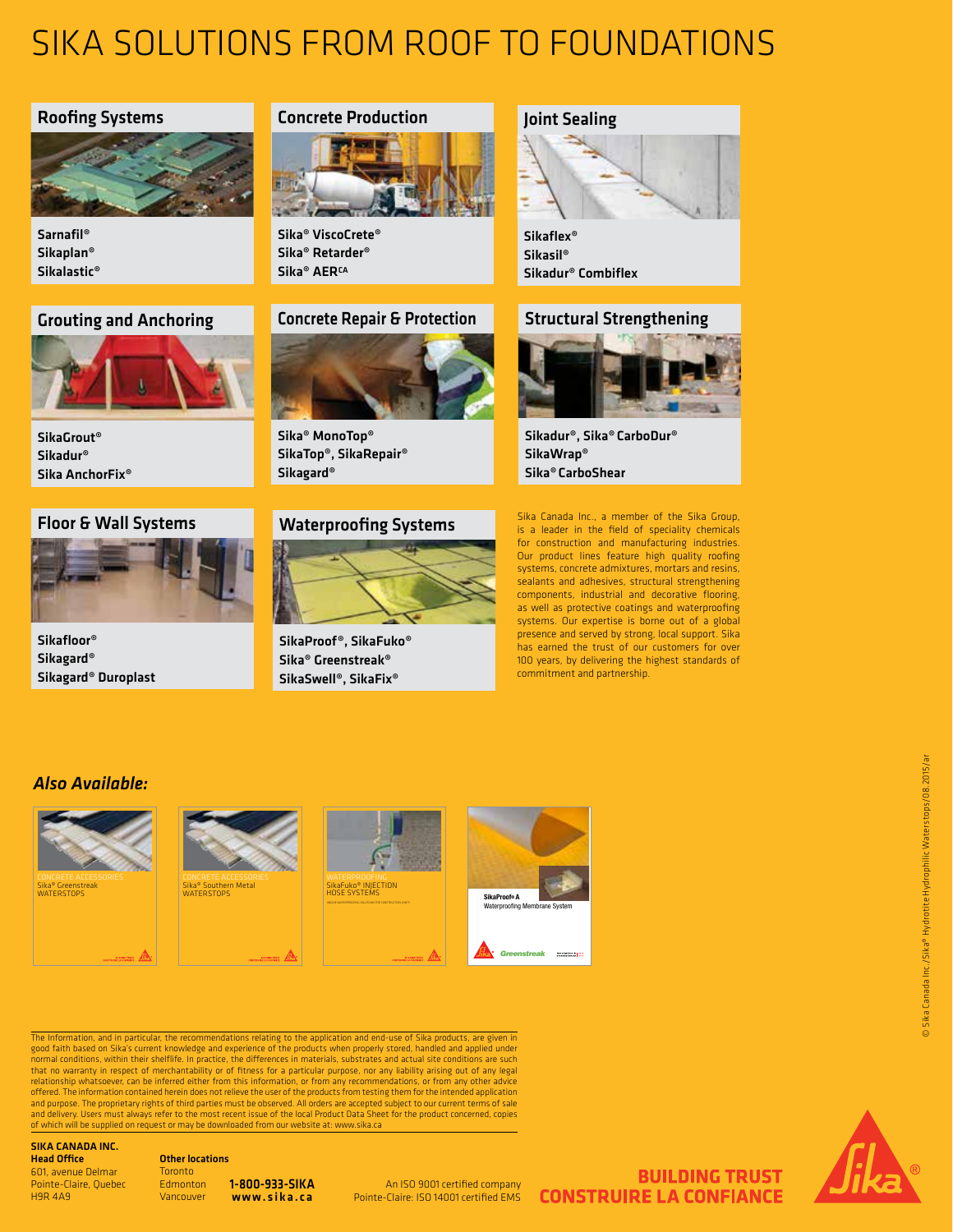# SIKA SOLUTIONS FROM ROOF TO FOUNDATIONS

## Roofing Systems

**Sarnafil®**
**Sikaplan®**
**Sikalastic®**

## Concrete Production

**Sika® ViscoCrete®**
**Sika® Retarder®**
**Sika® AER^CA**

## Joint Sealing

**Sikaflex®**
**Sikasil®**
**Sikadur® Combiflex**

## Grouting and Anchoring

**SikaGrout®**
**Sikadur®**
**Sika AnchorFix®**

## Concrete Repair & Protection

**Sika® MonoTop®**
**SikaTop®, SikaRepair®**
**Sikagard®**

## Structural Strengthening

**Sikadur®, Sika® CarboDur®**
**SikaWrap®**
**Sika® CarboShear**

## Floor & Wall Systems

**Sikafloor®**
**Sikagard®**
**Sikagard® Duroplast**

## Waterproofing Systems

**SikaProof®, SikaFuko®**
**Sika® Greenstreak®**
**SikaSwell®, SikaFix®**

Sika Canada Inc., a member of the Sika Group, is a leader in the field of speciality chemicals for construction and manufacturing industries. Our product lines feature high quality roofing systems, concrete admixtures, mortars and resins, sealants and adhesives, structural strengthening components, industrial and decorative flooring, as well as protective coatings and waterproofing systems. Our expertise is borne out of a global presence and served by strong, local support. Sika has earned the trust of our customers for over 100 years, by delivering the highest standards of commitment and partnership.

## *Also Available:*

CONCRETE ACCESSORIES
Sika® Greenstreak
WATERSTOPS

CONCRETE ACCESSORIES
Sika® Southern Metal
WATERSTOPS

WATERPROOFING
SikaFuko® INJECTION
HOSE SYSTEMS

SikaProof® A
Waterproofing Membrane System

The Information, and in particular, the recommendations relating to the application and end-use of Sika products, are given in good faith based on Sika's current knowledge and experience of the products when properly stored, handled and applied under normal conditions, within their shelflife. In practice, the differences in materials, substrates and actual site conditions are such that no warranty in respect of merchantability or of fitness for a particular purpose, nor any liability arising out of any legal relationship whatsoever, can be inferred either from this information, or from any recommendations, or from any other advice offered. The information contained herein does not relieve the user of the products from testing them for the intended application and purpose. The proprietary rights of third parties must be observed. All orders are accepted subject to our current terms of sale and delivery. Users must always refer to the most recent issue of the local Product Data Sheet for the product concerned, copies of which will be supplied on request or may be downloaded from our website at: www.sika.ca

**SIKA CANADA INC.**
**Head Office**
601, avenue Delmar
Pointe-Claire, Quebec
H9R 4A9

**Other locations**
Toronto
Edmonton
Vancouver

**1-800-933-SIKA**
**www.sika.ca**

An ISO 9001 certified company
Pointe-Claire: ISO 14001 certified EMS

**BUILDING TRUST**
**CONSTRUIRE LA CONFIANCE**

© Sika Canada Inc./Sika® Hydrotite Hydrophilic Waterstops/08.2015/ar